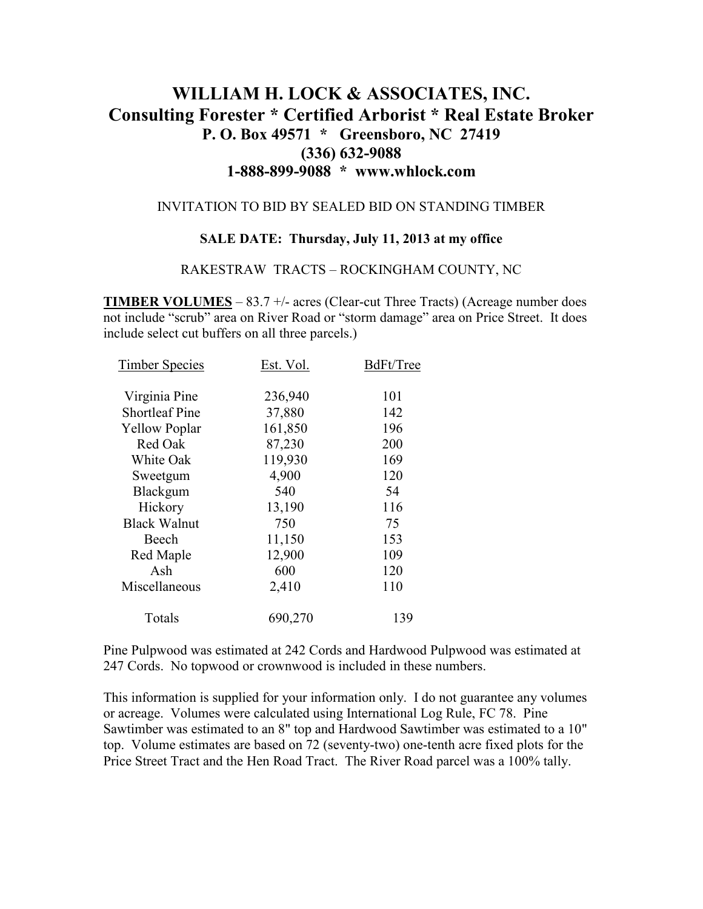# WILLIAM H. LOCK & ASSOCIATES, INC.
## Consulting Forester * Certified Arborist * Real Estate Broker
### P. O. Box 49571 * Greensboro, NC 27419
### (336) 632-9088
### 1-888-899-9088 * www.whlock.com

INVITATION TO BID BY SEALED BID ON STANDING TIMBER

**SALE DATE: Thursday, July 11, 2013 at my office**

RAKESTRAW TRACTS – ROCKINGHAM COUNTY, NC

**TIMBER VOLUMES** – 83.7 +/- acres (Clear-cut Three Tracts) (Acreage number does not include "scrub" area on River Road or "storm damage" area on Price Street. It does include select cut buffers on all three parcels.)

| Timber Species | Est. Vol. | BdFt/Tree |
|---|---|---|
| Virginia Pine | 236,940 | 101 |
| Shortleaf Pine | 37,880 | 142 |
| Yellow Poplar | 161,850 | 196 |
| Red Oak | 87,230 | 200 |
| White Oak | 119,930 | 169 |
| Sweetgum | 4,900 | 120 |
| Blackgum | 540 | 54 |
| Hickory | 13,190 | 116 |
| Black Walnut | 750 | 75 |
| Beech | 11,150 | 153 |
| Red Maple | 12,900 | 109 |
| Ash | 600 | 120 |
| Miscellaneous | 2,410 | 110 |
| Totals | 690,270 | 139 |

Pine Pulpwood was estimated at 242 Cords and Hardwood Pulpwood was estimated at 247 Cords. No topwood or crownwood is included in these numbers.

This information is supplied for your information only. I do not guarantee any volumes or acreage. Volumes were calculated using International Log Rule, FC 78. Pine Sawtimber was estimated to an 8" top and Hardwood Sawtimber was estimated to a 10" top. Volume estimates are based on 72 (seventy-two) one-tenth acre fixed plots for the Price Street Tract and the Hen Road Tract. The River Road parcel was a 100% tally.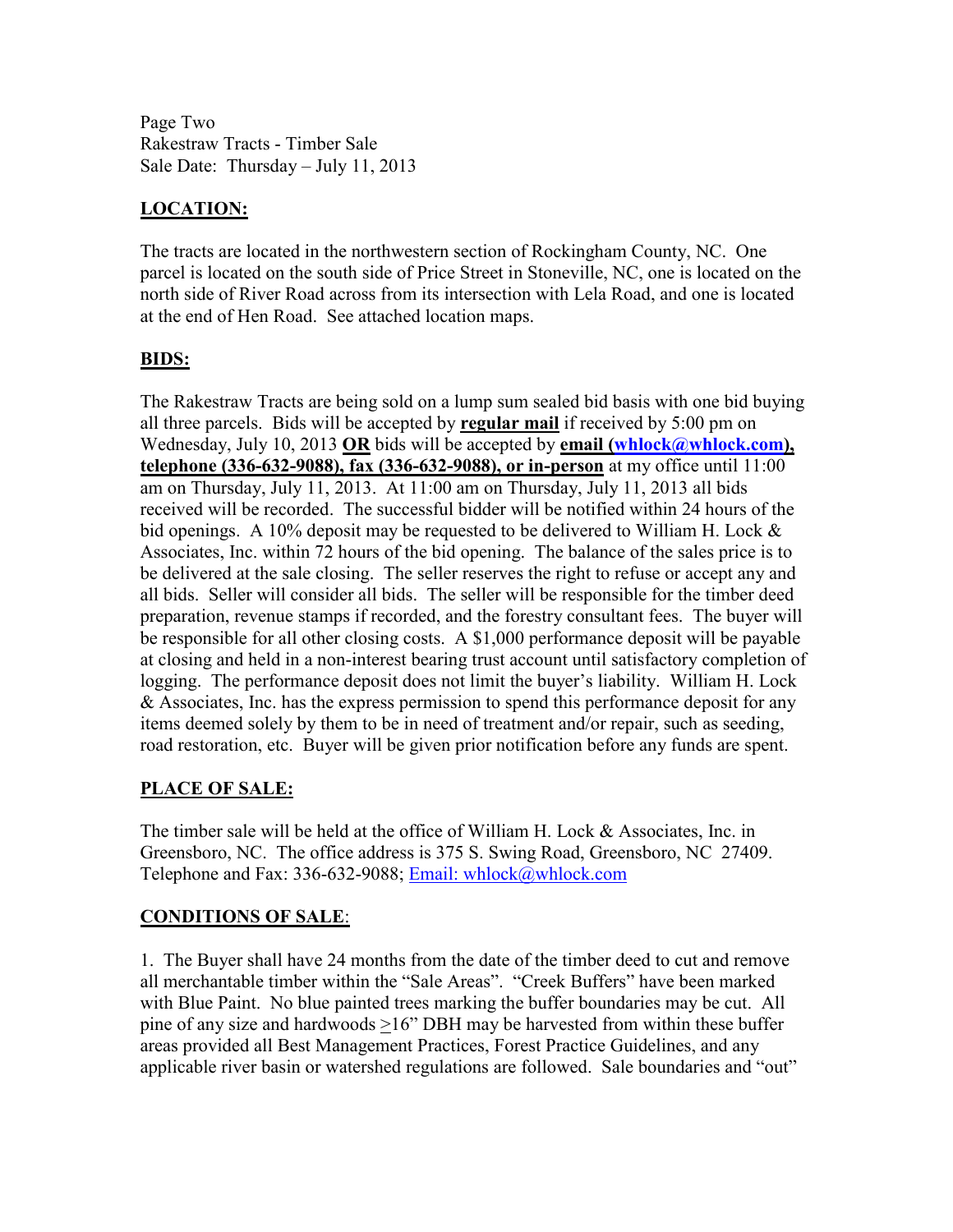Page Two
Rakestraw Tracts - Timber Sale
Sale Date: Thursday – July 11, 2013

## LOCATION:

The tracts are located in the northwestern section of Rockingham County, NC. One parcel is located on the south side of Price Street in Stoneville, NC, one is located on the north side of River Road across from its intersection with Lela Road, and one is located at the end of Hen Road. See attached location maps.

## BIDS:

The Rakestraw Tracts are being sold on a lump sum sealed bid basis with one bid buying all three parcels. Bids will be accepted by **regular mail** if received by 5:00 pm on Wednesday, July 10, 2013 **OR** bids will be accepted by **email (whlock@whlock.com), telephone (336-632-9088), fax (336-632-9088), or in-person** at my office until 11:00 am on Thursday, July 11, 2013. At 11:00 am on Thursday, July 11, 2013 all bids received will be recorded. The successful bidder will be notified within 24 hours of the bid openings. A 10% deposit may be requested to be delivered to William H. Lock & Associates, Inc. within 72 hours of the bid opening. The balance of the sales price is to be delivered at the sale closing. The seller reserves the right to refuse or accept any and all bids. Seller will consider all bids. The seller will be responsible for the timber deed preparation, revenue stamps if recorded, and the forestry consultant fees. The buyer will be responsible for all other closing costs. A $1,000 performance deposit will be payable at closing and held in a non-interest bearing trust account until satisfactory completion of logging. The performance deposit does not limit the buyer's liability. William H. Lock & Associates, Inc. has the express permission to spend this performance deposit for any items deemed solely by them to be in need of treatment and/or repair, such as seeding, road restoration, etc. Buyer will be given prior notification before any funds are spent.

## PLACE OF SALE:

The timber sale will be held at the office of William H. Lock & Associates, Inc. in Greensboro, NC. The office address is 375 S. Swing Road, Greensboro, NC 27409. Telephone and Fax: 336-632-9088; Email: whlock@whlock.com

## CONDITIONS OF SALE:

1. The Buyer shall have 24 months from the date of the timber deed to cut and remove all merchantable timber within the "Sale Areas". "Creek Buffers" have been marked with Blue Paint. No blue painted trees marking the buffer boundaries may be cut. All pine of any size and hardwoods ≥16" DBH may be harvested from within these buffer areas provided all Best Management Practices, Forest Practice Guidelines, and any applicable river basin or watershed regulations are followed. Sale boundaries and "out"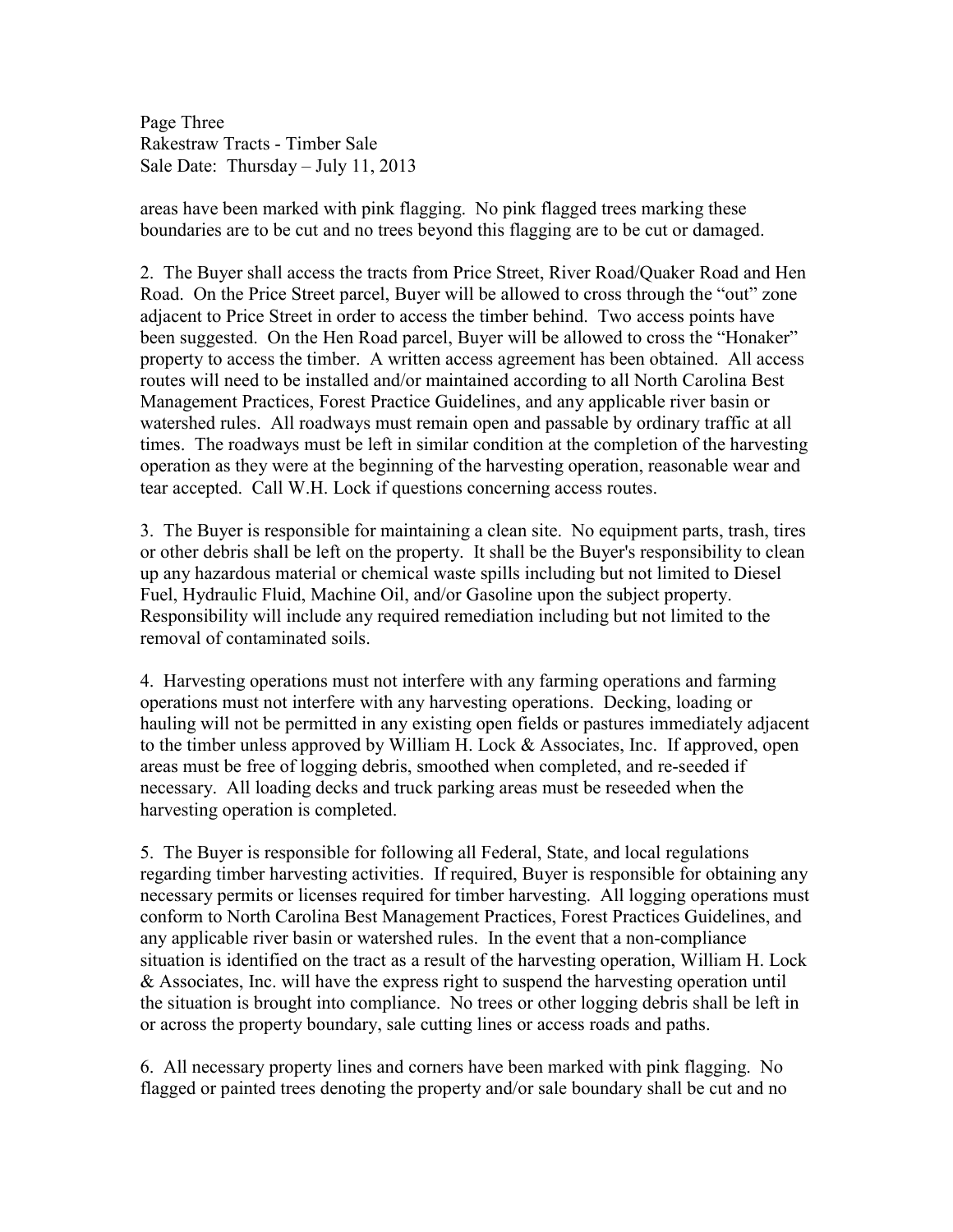areas have been marked with pink flagging. No pink flagged trees marking these boundaries are to be cut and no trees beyond this flagging are to be cut or damaged.

2. The Buyer shall access the tracts from Price Street, River Road/Quaker Road and Hen Road. On the Price Street parcel, Buyer will be allowed to cross through the "out" zone adjacent to Price Street in order to access the timber behind. Two access points have been suggested. On the Hen Road parcel, Buyer will be allowed to cross the "Honaker" property to access the timber. A written access agreement has been obtained. All access routes will need to be installed and/or maintained according to all North Carolina Best Management Practices, Forest Practice Guidelines, and any applicable river basin or watershed rules. All roadways must remain open and passable by ordinary traffic at all times. The roadways must be left in similar condition at the completion of the harvesting operation as they were at the beginning of the harvesting operation, reasonable wear and tear accepted. Call W.H. Lock if questions concerning access routes.

3. The Buyer is responsible for maintaining a clean site. No equipment parts, trash, tires or other debris shall be left on the property. It shall be the Buyer's responsibility to clean up any hazardous material or chemical waste spills including but not limited to Diesel Fuel, Hydraulic Fluid, Machine Oil, and/or Gasoline upon the subject property. Responsibility will include any required remediation including but not limited to the removal of contaminated soils.

4. Harvesting operations must not interfere with any farming operations and farming operations must not interfere with any harvesting operations. Decking, loading or hauling will not be permitted in any existing open fields or pastures immediately adjacent to the timber unless approved by William H. Lock & Associates, Inc. If approved, open areas must be free of logging debris, smoothed when completed, and re-seeded if necessary. All loading decks and truck parking areas must be reseeded when the harvesting operation is completed.

5. The Buyer is responsible for following all Federal, State, and local regulations regarding timber harvesting activities. If required, Buyer is responsible for obtaining any necessary permits or licenses required for timber harvesting. All logging operations must conform to North Carolina Best Management Practices, Forest Practices Guidelines, and any applicable river basin or watershed rules. In the event that a non-compliance situation is identified on the tract as a result of the harvesting operation, William H. Lock & Associates, Inc. will have the express right to suspend the harvesting operation until the situation is brought into compliance. No trees or other logging debris shall be left in or across the property boundary, sale cutting lines or access roads and paths.

6. All necessary property lines and corners have been marked with pink flagging. No flagged or painted trees denoting the property and/or sale boundary shall be cut and no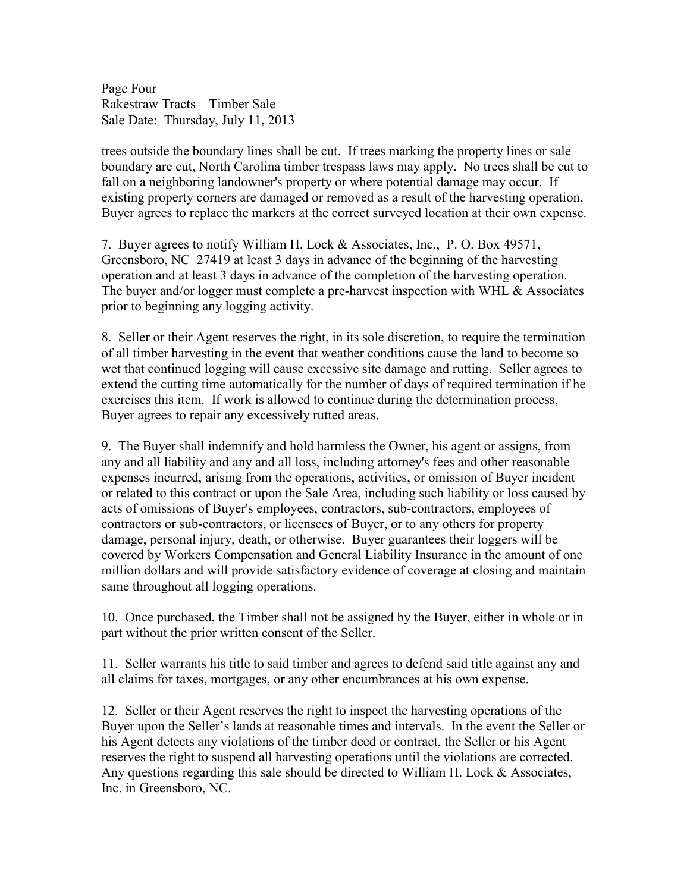trees outside the boundary lines shall be cut. If trees marking the property lines or sale boundary are cut, North Carolina timber trespass laws may apply. No trees shall be cut to fall on a neighboring landowner's property or where potential damage may occur. If existing property corners are damaged or removed as a result of the harvesting operation, Buyer agrees to replace the markers at the correct surveyed location at their own expense.

7. Buyer agrees to notify William H. Lock & Associates, Inc., P. O. Box 49571, Greensboro, NC 27419 at least 3 days in advance of the beginning of the harvesting operation and at least 3 days in advance of the completion of the harvesting operation. The buyer and/or logger must complete a pre-harvest inspection with WHL & Associates prior to beginning any logging activity.

8. Seller or their Agent reserves the right, in its sole discretion, to require the termination of all timber harvesting in the event that weather conditions cause the land to become so wet that continued logging will cause excessive site damage and rutting. Seller agrees to extend the cutting time automatically for the number of days of required termination if he exercises this item. If work is allowed to continue during the determination process, Buyer agrees to repair any excessively rutted areas.

9. The Buyer shall indemnify and hold harmless the Owner, his agent or assigns, from any and all liability and any and all loss, including attorney's fees and other reasonable expenses incurred, arising from the operations, activities, or omission of Buyer incident or related to this contract or upon the Sale Area, including such liability or loss caused by acts of omissions of Buyer's employees, contractors, sub-contractors, employees of contractors or sub-contractors, or licensees of Buyer, or to any others for property damage, personal injury, death, or otherwise. Buyer guarantees their loggers will be covered by Workers Compensation and General Liability Insurance in the amount of one million dollars and will provide satisfactory evidence of coverage at closing and maintain same throughout all logging operations.

10. Once purchased, the Timber shall not be assigned by the Buyer, either in whole or in part without the prior written consent of the Seller.

11. Seller warrants his title to said timber and agrees to defend said title against any and all claims for taxes, mortgages, or any other encumbrances at his own expense.

12. Seller or their Agent reserves the right to inspect the harvesting operations of the Buyer upon the Seller's lands at reasonable times and intervals. In the event the Seller or his Agent detects any violations of the timber deed or contract, the Seller or his Agent reserves the right to suspend all harvesting operations until the violations are corrected. Any questions regarding this sale should be directed to William H. Lock & Associates, Inc. in Greensboro, NC.